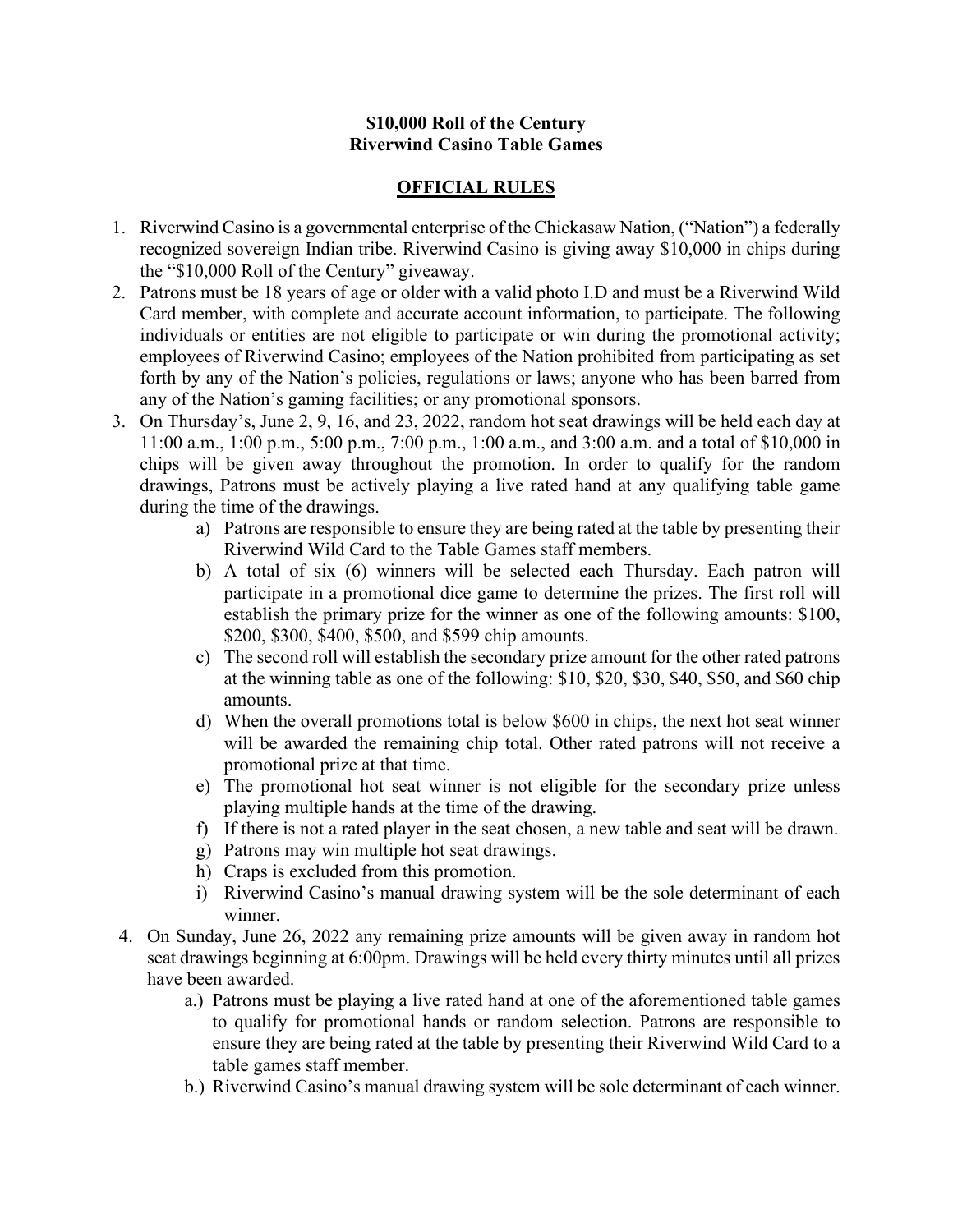**$10,000 Roll of the Century**
**Riverwind Casino Table Games**

## OFFICIAL RULES

1. Riverwind Casino is a governmental enterprise of the Chickasaw Nation, ("Nation") a federally recognized sovereign Indian tribe. Riverwind Casino is giving away $10,000 in chips during the "$10,000 Roll of the Century" giveaway.
2. Patrons must be 18 years of age or older with a valid photo I.D and must be a Riverwind Wild Card member, with complete and accurate account information, to participate. The following individuals or entities are not eligible to participate or win during the promotional activity; employees of Riverwind Casino; employees of the Nation prohibited from participating as set forth by any of the Nation's policies, regulations or laws; anyone who has been barred from any of the Nation's gaming facilities; or any promotional sponsors.
3. On Thursday's, June 2, 9, 16, and 23, 2022, random hot seat drawings will be held each day at 11:00 a.m., 1:00 p.m., 5:00 p.m., 7:00 p.m., 1:00 a.m., and 3:00 a.m. and a total of $10,000 in chips will be given away throughout the promotion. In order to qualify for the random drawings, Patrons must be actively playing a live rated hand at any qualifying table game during the time of the drawings.
   a) Patrons are responsible to ensure they are being rated at the table by presenting their Riverwind Wild Card to the Table Games staff members.
   b) A total of six (6) winners will be selected each Thursday. Each patron will participate in a promotional dice game to determine the prizes. The first roll will establish the primary prize for the winner as one of the following amounts: $100, $200, $300, $400, $500, and $599 chip amounts.
   c) The second roll will establish the secondary prize amount for the other rated patrons at the winning table as one of the following: $10, $20, $30, $40, $50, and $60 chip amounts.
   d) When the overall promotions total is below $600 in chips, the next hot seat winner will be awarded the remaining chip total. Other rated patrons will not receive a promotional prize at that time.
   e) The promotional hot seat winner is not eligible for the secondary prize unless playing multiple hands at the time of the drawing.
   f) If there is not a rated player in the seat chosen, a new table and seat will be drawn.
   g) Patrons may win multiple hot seat drawings.
   h) Craps is excluded from this promotion.
   i) Riverwind Casino's manual drawing system will be the sole determinant of each winner.
4. On Sunday, June 26, 2022 any remaining prize amounts will be given away in random hot seat drawings beginning at 6:00pm. Drawings will be held every thirty minutes until all prizes have been awarded.
   a.) Patrons must be playing a live rated hand at one of the aforementioned table games to qualify for promotional hands or random selection. Patrons are responsible to ensure they are being rated at the table by presenting their Riverwind Wild Card to a table games staff member.
   b.) Riverwind Casino's manual drawing system will be sole determinant of each winner.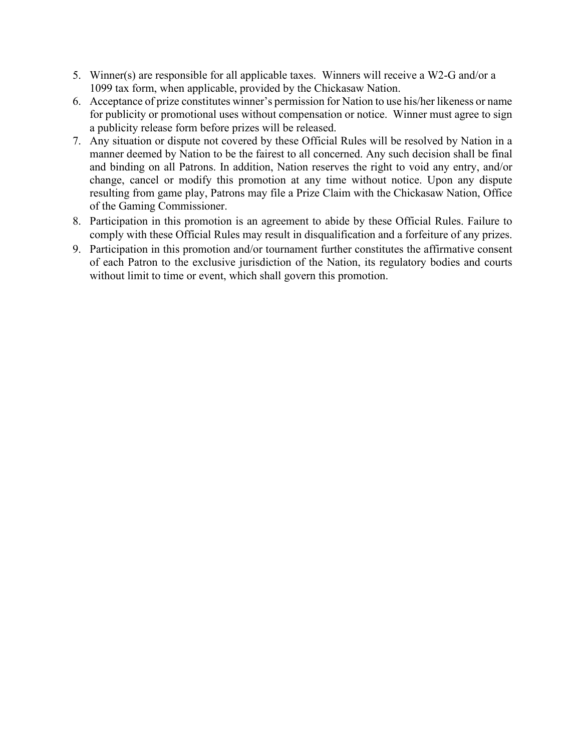5. Winner(s) are responsible for all applicable taxes. Winners will receive a W2-G and/or a 1099 tax form, when applicable, provided by the Chickasaw Nation.
6. Acceptance of prize constitutes winner's permission for Nation to use his/her likeness or name for publicity or promotional uses without compensation or notice. Winner must agree to sign a publicity release form before prizes will be released.
7. Any situation or dispute not covered by these Official Rules will be resolved by Nation in a manner deemed by Nation to be the fairest to all concerned. Any such decision shall be final and binding on all Patrons. In addition, Nation reserves the right to void any entry, and/or change, cancel or modify this promotion at any time without notice. Upon any dispute resulting from game play, Patrons may file a Prize Claim with the Chickasaw Nation, Office of the Gaming Commissioner.
8. Participation in this promotion is an agreement to abide by these Official Rules. Failure to comply with these Official Rules may result in disqualification and a forfeiture of any prizes.
9. Participation in this promotion and/or tournament further constitutes the affirmative consent of each Patron to the exclusive jurisdiction of the Nation, its regulatory bodies and courts without limit to time or event, which shall govern this promotion.